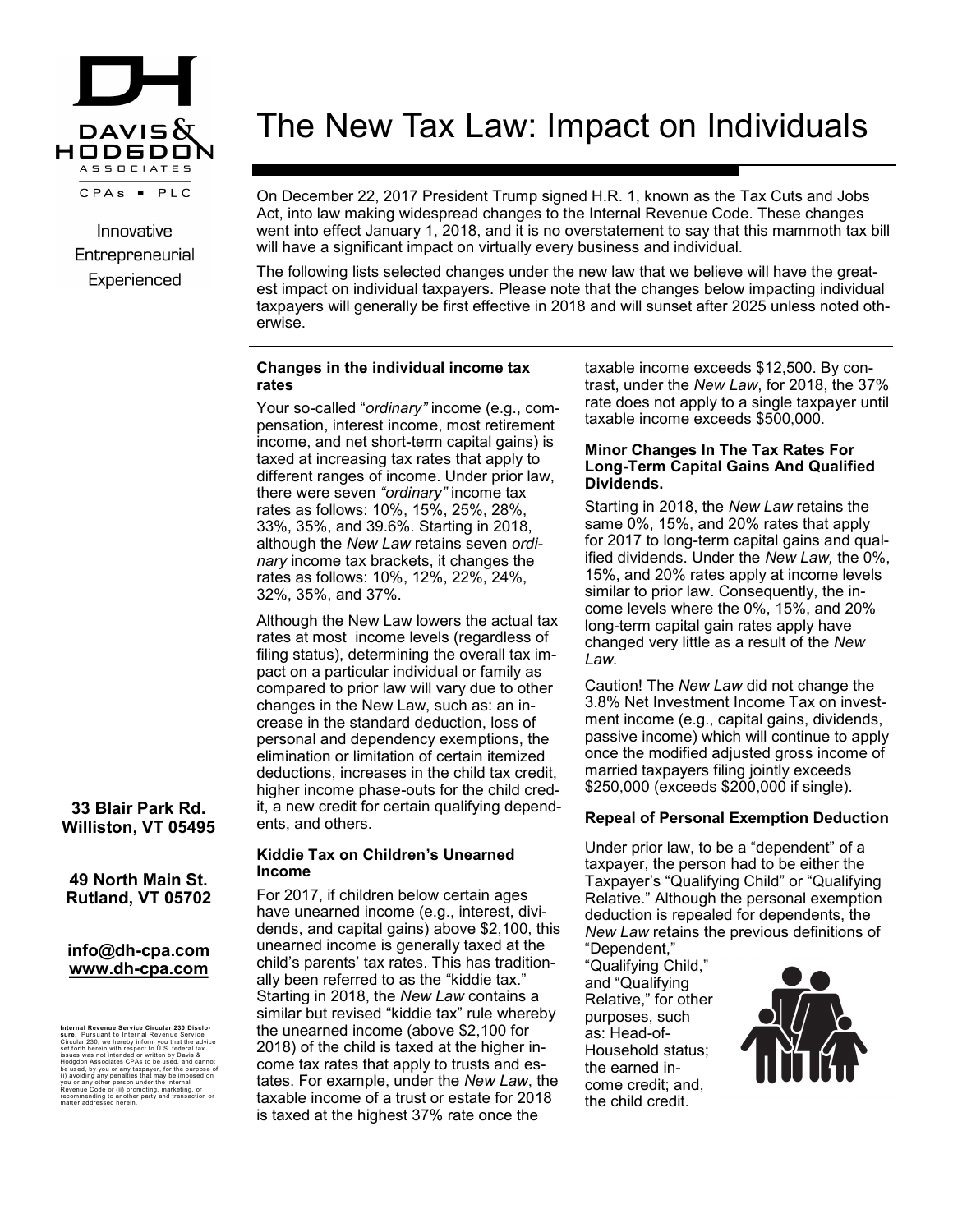# The New Tax Law: Impact on Individuals

DAVIS & HODGDON ASSOCIATES CPAs ▪ PLC

Innovative
Entrepreneurial
Experienced

On December 22, 2017 President Trump signed H.R. 1, known as the Tax Cuts and Jobs Act, into law making widespread changes to the Internal Revenue Code. These changes went into effect January 1, 2018, and it is no overstatement to say that this mammoth tax bill will have a significant impact on virtually every business and individual.

The following lists selected changes under the new law that we believe will have the greatest impact on individual taxpayers. Please note that the changes below impacting individual taxpayers will generally be first effective in 2018 and will sunset after 2025 unless noted otherwise.

### Changes in the individual income tax rates

Your so-called "*ordinary"* income (e.g., compensation, interest income, most retirement income, and net short-term capital gains) is taxed at increasing tax rates that apply to different ranges of income. Under prior law, there were seven *"ordinary"* income tax rates as follows: 10%, 15%, 25%, 28%, 33%, 35%, and 39.6%. Starting in 2018, although the *New Law* retains seven *ordinary* income tax brackets, it changes the rates as follows: 10%, 12%, 22%, 24%, 32%, 35%, and 37%.

Although the New Law lowers the actual tax rates at most income levels (regardless of filing status), determining the overall tax impact on a particular individual or family as compared to prior law will vary due to other changes in the New Law, such as: an increase in the standard deduction, loss of personal and dependency exemptions, the elimination or limitation of certain itemized deductions, increases in the child tax credit, higher income phase-outs for the child credit, a new credit for certain qualifying dependents, and others.

### Kiddie Tax on Children's Unearned Income

For 2017, if children below certain ages have unearned income (e.g., interest, dividends, and capital gains) above $2,100, this unearned income is generally taxed at the child's parents' tax rates. This has traditionally been referred to as the "kiddie tax." Starting in 2018, the *New Law* contains a similar but revised "kiddie tax" rule whereby the unearned income (above $2,100 for 2018) of the child is taxed at the higher income tax rates that apply to trusts and estates. For example, under the *New Law*, the taxable income of a trust or estate for 2018 is taxed at the highest 37% rate once the taxable income exceeds $12,500. By contrast, under the *New Law*, for 2018, the 37% rate does not apply to a single taxpayer until taxable income exceeds $500,000.

### Minor Changes In The Tax Rates For Long-Term Capital Gains And Qualified Dividends.

Starting in 2018, the *New Law* retains the same 0%, 15%, and 20% rates that apply for 2017 to long-term capital gains and qualified dividends. Under the *New Law,* the 0%, 15%, and 20% rates apply at income levels similar to prior law. Consequently, the income levels where the 0%, 15%, and 20% long-term capital gain rates apply have changed very little as a result of the *New Law.*

Caution! The *New Law* did not change the 3.8% Net Investment Income Tax on investment income (e.g., capital gains, dividends, passive income) which will continue to apply once the modified adjusted gross income of married taxpayers filing jointly exceeds $250,000 (exceeds $200,000 if single).

### Repeal of Personal Exemption Deduction

Under prior law, to be a "dependent" of a taxpayer, the person had to be either the Taxpayer's "Qualifying Child" or "Qualifying Relative." Although the personal exemption deduction is repealed for dependents, the *New Law* retains the previous definitions of "Dependent," "Qualifying Child," and "Qualifying Relative," for other purposes, such as: Head-of-Household status; the earned income credit; and, the child credit.

**33 Blair Park Rd.**
**Williston, VT 05495**

**49 North Main St.**
**Rutland, VT 05702**

**info@dh-cpa.com**
**www.dh-cpa.com**

**Internal Revenue Service Circular 230 Disclosure.** Pursuant to Internal Revenue Service Circular 230, we hereby inform you that the advice set forth herein with respect to U.S. federal tax issues was not intended or written by Davis & Hodgdon Associates CPAs to be used, and cannot be used, by you or any taxpayer, for the purpose of (i) avoiding any penalties that may be imposed on you or any other person under the Internal Revenue Code or (ii) promoting, marketing, or recommending to another party and transaction or matter addressed herein.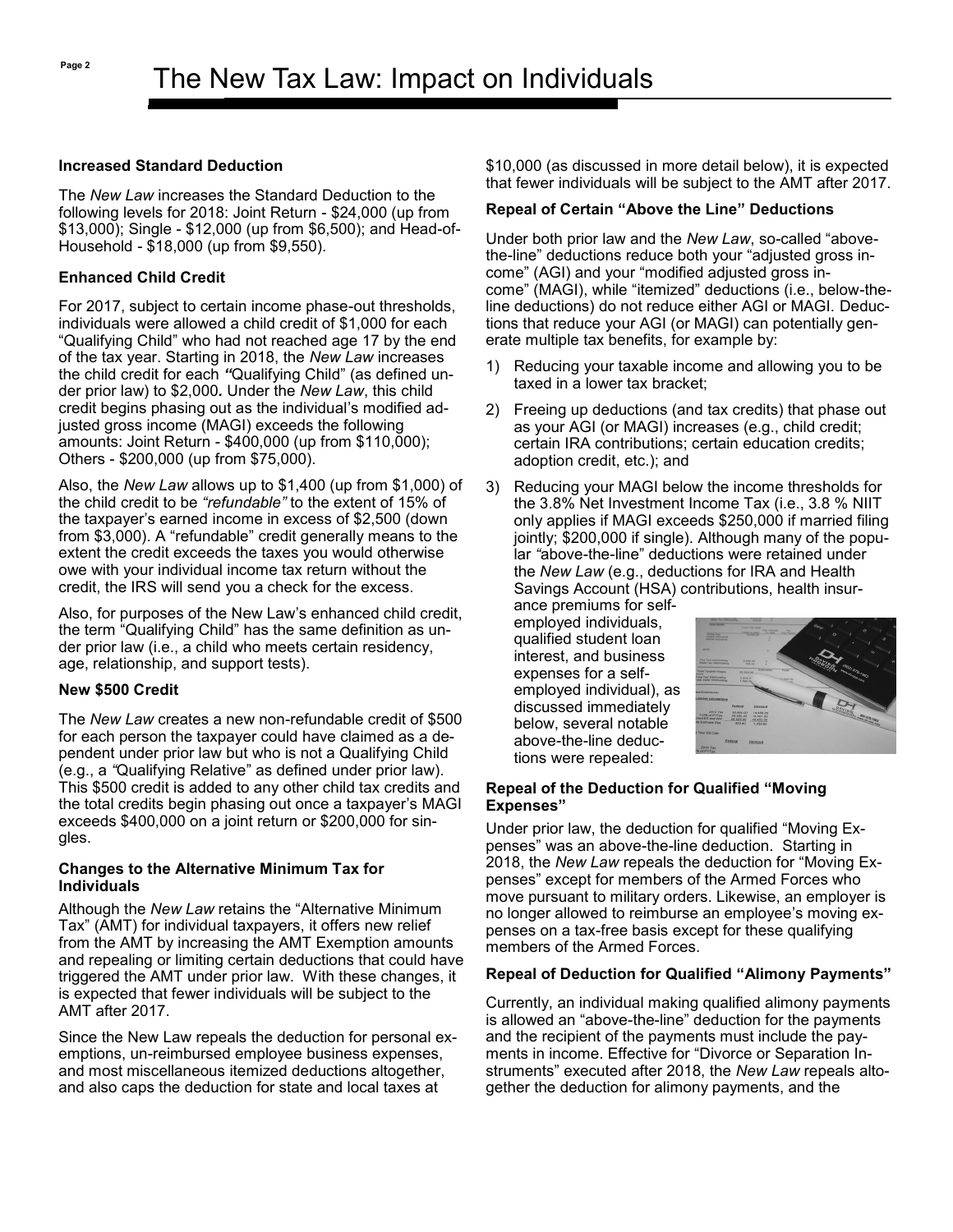# The New Tax Law: Impact on Individuals

**Increased Standard Deduction**

The *New Law* increases the Standard Deduction to the following levels for 2018: Joint Return - $24,000 (up from $13,000); Single - $12,000 (up from $6,500); and Head-of-Household - $18,000 (up from $9,550).

**Enhanced Child Credit**

For 2017, subject to certain income phase-out thresholds, individuals were allowed a child credit of $1,000 for each "Qualifying Child" who had not reached age 17 by the end of the tax year. Starting in 2018, the *New Law* increases the child credit for each *"*Qualifying Child" (as defined under prior law) to $2,000**.** Under the *New Law*, this child credit begins phasing out as the individual's modified adjusted gross income (MAGI) exceeds the following amounts: Joint Return - $400,000 (up from $110,000); Others - $200,000 (up from $75,000).

Also, the *New Law* allows up to $1,400 (up from $1,000) of the child credit to be *"refundable"* to the extent of 15% of the taxpayer's earned income in excess of $2,500 (down from $3,000). A "refundable" credit generally means to the extent the credit exceeds the taxes you would otherwise owe with your individual income tax return without the credit, the IRS will send you a check for the excess.

Also, for purposes of the New Law's enhanced child credit, the term "Qualifying Child" has the same definition as under prior law (i.e., a child who meets certain residency, age, relationship, and support tests).

**New $500 Credit**

The *New Law* creates a new non-refundable credit of $500 for each person the taxpayer could have claimed as a dependent under prior law but who is not a Qualifying Child (e.g., a *"*Qualifying Relative" as defined under prior law). This $500 credit is added to any other child tax credits and the total credits begin phasing out once a taxpayer's MAGI exceeds $400,000 on a joint return or $200,000 for singles.

**Changes to the Alternative Minimum Tax for Individuals**

Although the *New Law* retains the "Alternative Minimum Tax" (AMT) for individual taxpayers, it offers new relief from the AMT by increasing the AMT Exemption amounts and repealing or limiting certain deductions that could have triggered the AMT under prior law. With these changes, it is expected that fewer individuals will be subject to the AMT after 2017.

Since the New Law repeals the deduction for personal exemptions, un-reimbursed employee business expenses, and most miscellaneous itemized deductions altogether, and also caps the deduction for state and local taxes at $10,000 (as discussed in more detail below), it is expected that fewer individuals will be subject to the AMT after 2017.

**Repeal of Certain "Above the Line" Deductions**

Under both prior law and the *New Law*, so-called "above-the-line" deductions reduce both your "adjusted gross income" (AGI) and your "modified adjusted gross income" (MAGI), while "itemized" deductions (i.e., below-the-line deductions) do not reduce either AGI or MAGI. Deductions that reduce your AGI (or MAGI) can potentially generate multiple tax benefits, for example by:

1) Reducing your taxable income and allowing you to be taxed in a lower tax bracket;
2) Freeing up deductions (and tax credits) that phase out as your AGI (or MAGI) increases (e.g., child credit; certain IRA contributions; certain education credits; adoption credit, etc.); and
3) Reducing your MAGI below the income thresholds for the 3.8% Net Investment Income Tax (i.e., 3.8 % NIIT only applies if MAGI exceeds $250,000 if married filing jointly; $200,000 if single). Although many of the popular *"*above-the-line" deductions were retained under the *New Law* (e.g., deductions for IRA and Health Savings Account (HSA) contributions, health insurance premiums for self-employed individuals, qualified student loan interest, and business expenses for a self-employed individual), as discussed immediately below, several notable above-the-line deductions were repealed:

**Repeal of the Deduction for Qualified "Moving Expenses"**

Under prior law, the deduction for qualified "Moving Expenses" was an above-the-line deduction. Starting in 2018, the *New Law* repeals the deduction for "Moving Expenses" except for members of the Armed Forces who move pursuant to military orders. Likewise, an employer is no longer allowed to reimburse an employee's moving expenses on a tax-free basis except for these qualifying members of the Armed Forces.

**Repeal of Deduction for Qualified "Alimony Payments"**

Currently, an individual making qualified alimony payments is allowed an "above-the-line" deduction for the payments and the recipient of the payments must include the payments in income. Effective for "Divorce or Separation Instruments" executed after 2018, the *New Law* repeals altogether the deduction for alimony payments, and the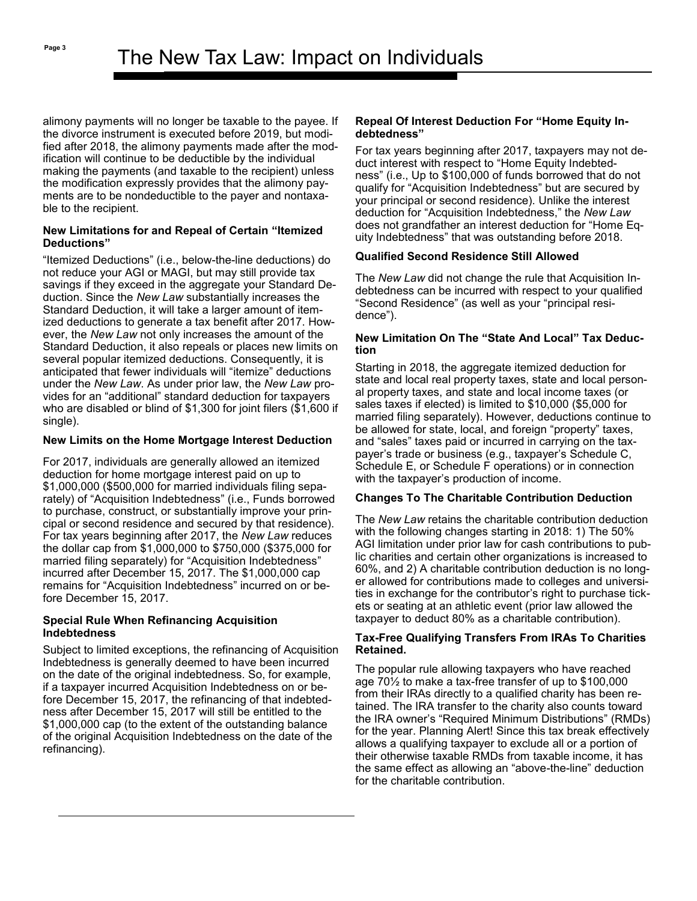alimony payments will no longer be taxable to the payee. If the divorce instrument is executed before 2019, but modified after 2018, the alimony payments made after the modification will continue to be deductible by the individual making the payments (and taxable to the recipient) unless the modification expressly provides that the alimony payments are to be nondeductible to the payer and nontaxable to the recipient.

### New Limitations for and Repeal of Certain "Itemized Deductions"

"Itemized Deductions" (i.e., below-the-line deductions) do not reduce your AGI or MAGI, but may still provide tax savings if they exceed in the aggregate your Standard Deduction. Since the *New Law* substantially increases the Standard Deduction, it will take a larger amount of itemized deductions to generate a tax benefit after 2017. However, the *New Law* not only increases the amount of the Standard Deduction, it also repeals or places new limits on several popular itemized deductions. Consequently, it is anticipated that fewer individuals will "itemize" deductions under the *New Law*. As under prior law, the *New Law* provides for an "additional" standard deduction for taxpayers who are disabled or blind of $1,300 for joint filers ($1,600 if single).

### New Limits on the Home Mortgage Interest Deduction

For 2017, individuals are generally allowed an itemized deduction for home mortgage interest paid on up to $1,000,000 ($500,000 for married individuals filing separately) of "Acquisition Indebtedness" (i.e., Funds borrowed to purchase, construct, or substantially improve your principal or second residence and secured by that residence). For tax years beginning after 2017, the *New Law* reduces the dollar cap from $1,000,000 to $750,000 ($375,000 for married filing separately) for "Acquisition Indebtedness" incurred after December 15, 2017. The $1,000,000 cap remains for "Acquisition Indebtedness" incurred on or before December 15, 2017.

### Special Rule When Refinancing Acquisition Indebtedness

Subject to limited exceptions, the refinancing of Acquisition Indebtedness is generally deemed to have been incurred on the date of the original indebtedness. So, for example, if a taxpayer incurred Acquisition Indebtedness on or before December 15, 2017, the refinancing of that indebtedness after December 15, 2017 will still be entitled to the $1,000,000 cap (to the extent of the outstanding balance of the original Acquisition Indebtedness on the date of the refinancing).

### Repeal Of Interest Deduction For "Home Equity Indebtedness"

For tax years beginning after 2017, taxpayers may not deduct interest with respect to "Home Equity Indebtedness" (i.e., Up to $100,000 of funds borrowed that do not qualify for "Acquisition Indebtedness" but are secured by your principal or second residence). Unlike the interest deduction for "Acquisition Indebtedness," the *New Law* does not grandfather an interest deduction for "Home Equity Indebtedness" that was outstanding before 2018.

### Qualified Second Residence Still Allowed

The *New Law* did not change the rule that Acquisition Indebtedness can be incurred with respect to your qualified "Second Residence" (as well as your "principal residence").

### New Limitation On The "State And Local" Tax Deduction

Starting in 2018, the aggregate itemized deduction for state and local real property taxes, state and local personal property taxes, and state and local income taxes (or sales taxes if elected) is limited to $10,000 ($5,000 for married filing separately). However, deductions continue to be allowed for state, local, and foreign "property" taxes, and "sales" taxes paid or incurred in carrying on the taxpayer's trade or business (e.g., taxpayer's Schedule C, Schedule E, or Schedule F operations) or in connection with the taxpayer's production of income.

### Changes To The Charitable Contribution Deduction

The *New Law* retains the charitable contribution deduction with the following changes starting in 2018: 1) The 50% AGI limitation under prior law for cash contributions to public charities and certain other organizations is increased to 60%, and 2) A charitable contribution deduction is no longer allowed for contributions made to colleges and universities in exchange for the contributor's right to purchase tickets or seating at an athletic event (prior law allowed the taxpayer to deduct 80% as a charitable contribution).

### Tax-Free Qualifying Transfers From IRAs To Charities Retained.

The popular rule allowing taxpayers who have reached age 70½ to make a tax-free transfer of up to $100,000 from their IRAs directly to a qualified charity has been retained. The IRA transfer to the charity also counts toward the IRA owner's "Required Minimum Distributions" (RMDs) for the year. Planning Alert! Since this tax break effectively allows a qualifying taxpayer to exclude all or a portion of their otherwise taxable RMDs from taxable income, it has the same effect as allowing an "above-the-line" deduction for the charitable contribution.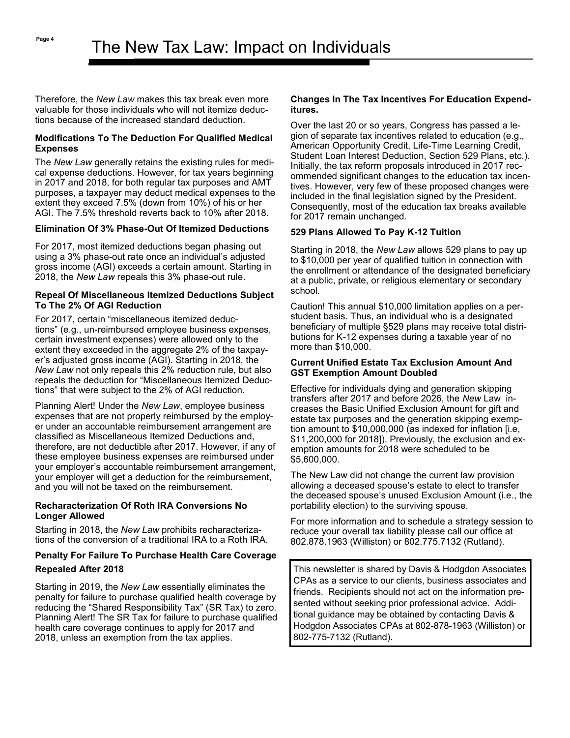# The New Tax Law: Impact on Individuals

Therefore, the *New Law* makes this tax break even more valuable for those individuals who will not itemize deductions because of the increased standard deduction.

**Modifications To The Deduction For Qualified Medical Expenses**

The *New Law* generally retains the existing rules for medical expense deductions. However, for tax years beginning in 2017 and 2018, for both regular tax purposes and AMT purposes, a taxpayer may deduct medical expenses to the extent they exceed 7.5% (down from 10%) of his or her AGI. The 7.5% threshold reverts back to 10% after 2018.

**Elimination Of 3% Phase-Out Of Itemized Deductions**

For 2017, most itemized deductions began phasing out using a 3% phase-out rate once an individual's adjusted gross income (AGI) exceeds a certain amount. Starting in 2018, the *New Law* repeals this 3% phase-out rule.

**Repeal Of Miscellaneous Itemized Deductions Subject To The 2% Of AGI Reduction**

For 2017, certain "miscellaneous itemized deductions" (e.g., un-reimbursed employee business expenses, certain investment expenses) were allowed only to the extent they exceeded in the aggregate 2% of the taxpayer's adjusted gross income (AGI). Starting in 2018, the *New Law* not only repeals this 2% reduction rule, but also repeals the deduction for "Miscellaneous Itemized Deductions" that were subject to the 2% of AGI reduction.

Planning Alert! Under the *New Law*, employee business expenses that are not properly reimbursed by the employer under an accountable reimbursement arrangement are classified as Miscellaneous Itemized Deductions and, therefore, are not deductible after 2017. However, if any of these employee business expenses are reimbursed under your employer's accountable reimbursement arrangement, your employer will get a deduction for the reimbursement, and you will not be taxed on the reimbursement.

**Recharacterization Of Roth IRA Conversions No Longer Allowed**

Starting in 2018, the *New Law* prohibits recharacterizations of the conversion of a traditional IRA to a Roth IRA.

**Penalty For Failure To Purchase Health Care Coverage Repealed After 2018**

Starting in 2019, the *New Law* essentially eliminates the penalty for failure to purchase qualified health coverage by reducing the "Shared Responsibility Tax" (SR Tax) to zero. Planning Alert! The SR Tax for failure to purchase qualified health care coverage continues to apply for 2017 and 2018, unless an exemption from the tax applies.

**Changes In The Tax Incentives For Education Expenditures.**

Over the last 20 or so years, Congress has passed a legion of separate tax incentives related to education (e.g., American Opportunity Credit, Life-Time Learning Credit, Student Loan Interest Deduction, Section 529 Plans, etc.). Initially, the tax reform proposals introduced in 2017 recommended significant changes to the education tax incentives. However, very few of these proposed changes were included in the final legislation signed by the President. Consequently, most of the education tax breaks available for 2017 remain unchanged.

**529 Plans Allowed To Pay K-12 Tuition**

Starting in 2018, the *New Law* allows 529 plans to pay up to $10,000 per year of qualified tuition in connection with the enrollment or attendance of the designated beneficiary at a public, private, or religious elementary or secondary school.

Caution! This annual $10,000 limitation applies on a per-student basis. Thus, an individual who is a designated beneficiary of multiple §529 plans may receive total distributions for K-12 expenses during a taxable year of no more than $10,000.

**Current Unified Estate Tax Exclusion Amount And GST Exemption Amount Doubled**

Effective for individuals dying and generation skipping transfers after 2017 and before 2026, the *New* Law increases the Basic Unified Exclusion Amount for gift and estate tax purposes and the generation skipping exemption amount to $10,000,000 (as indexed for inflation [i.e, $11,200,000 for 2018]). Previously, the exclusion and exemption amounts for 2018 were scheduled to be $5,600,000.

The New Law did not change the current law provision allowing a deceased spouse's estate to elect to transfer the deceased spouse's unused Exclusion Amount (i.e., the portability election) to the surviving spouse.

For more information and to schedule a strategy session to reduce your overall tax liability please call our office at 802.878.1963 (Williston) or 802.775.7132 (Rutland).

This newsletter is shared by Davis & Hodgdon Associates CPAs as a service to our clients, business associates and friends. Recipients should not act on the information presented without seeking prior professional advice. Additional guidance may be obtained by contacting Davis & Hodgdon Associates CPAs at 802-878-1963 (Williston) or 802-775-7132 (Rutland).